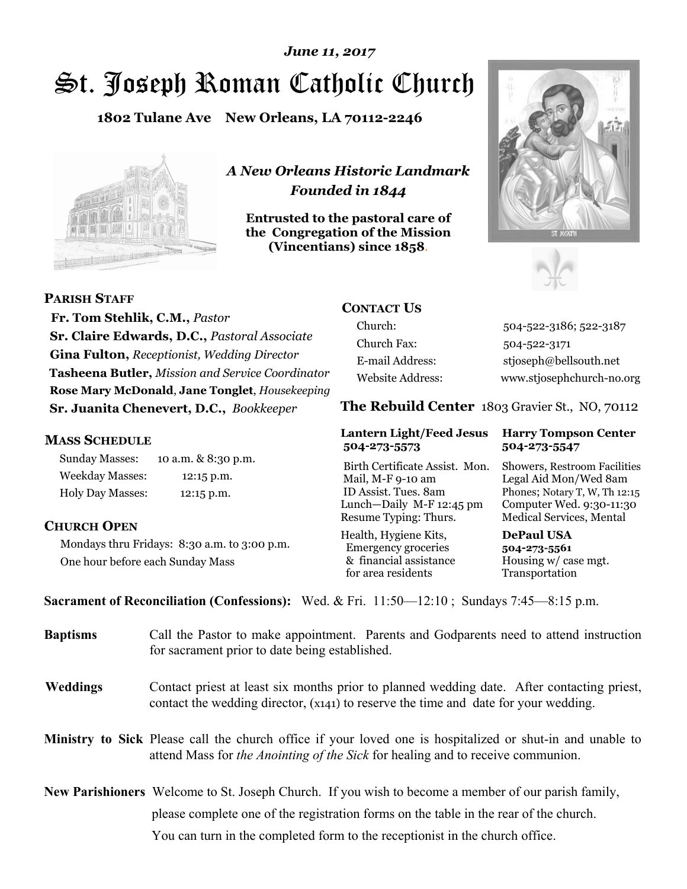*June 11, 2017*

# St. Joseph Roman Catholic Church

**1802 Tulane Ave New Orleans, LA 70112-2246**

***A New Orleans Historic Landmark***
***Founded in 1844***

**Entrusted to the pastoral care of the Congregation of the Mission (Vincentians) since 1858.**

## PARISH STAFF

**Fr. Tom Stehlik, C.M.,** *Pastor*
**Sr. Claire Edwards, D.C.,** *Pastoral Associate*
**Gina Fulton,** *Receptionist, Wedding Director*
**Tasheena Butler,** *Mission and Service Coordinator*
**Rose Mary McDonald**, **Jane Tonglet**, *Housekeeping*
**Sr. Juanita Chenevert, D.C.,** *Bookkeeper*

## MASS SCHEDULE

| | |
|---|---|
| Sunday Masses: | 10 a.m. & 8:30 p.m. |
| Weekday Masses: | 12:15 p.m. |
| Holy Day Masses: | 12:15 p.m. |

## CHURCH OPEN

Mondays thru Fridays: 8:30 a.m. to 3:00 p.m.
One hour before each Sunday Mass

## CONTACT US

| | |
|---|---|
| Church: | 504-522-3186; 522-3187 |
| Church Fax: | 504-522-3171 |
| E-mail Address: | stjoseph@bellsouth.net |
| Website Address: | www.stjosephchurch-no.org |

## The Rebuild Center 1803 Gravier St., NO, 70112

**Lantern Light/Feed Jesus 504-273-5573**
Birth Certificate Assist. Mon.
Mail, M-F 9-10 am
ID Assist. Tues. 8am
Lunch—Daily M-F 12:45 pm
Resume Typing: Thurs.
Health, Hygiene Kits, Emergency groceries & financial assistance for area residents

**Harry Tompson Center 504-273-5547**
Showers, Restroom Facilities
Legal Aid Mon/Wed 8am
Phones; Notary T, W, Th 12:15
Computer Wed. 9:30-11:30
Medical Services, Mental

**DePaul USA 504-273-5561**
Housing w/ case mgt.
Transportation

**Sacrament of Reconciliation (Confessions):** Wed. & Fri. 11:50—12:10 ; Sundays 7:45—8:15 p.m.

**Baptisms** Call the Pastor to make appointment. Parents and Godparents need to attend instruction for sacrament prior to date being established.

**Weddings** Contact priest at least six months prior to planned wedding date. After contacting priest, contact the wedding director, (x141) to reserve the time and date for your wedding.

**Ministry to Sick** Please call the church office if your loved one is hospitalized or shut-in and unable to attend Mass for *the Anointing of the Sick* for healing and to receive communion.

**New Parishioners** Welcome to St. Joseph Church. If you wish to become a member of our parish family, please complete one of the registration forms on the table in the rear of the church. You can turn in the completed form to the receptionist in the church office.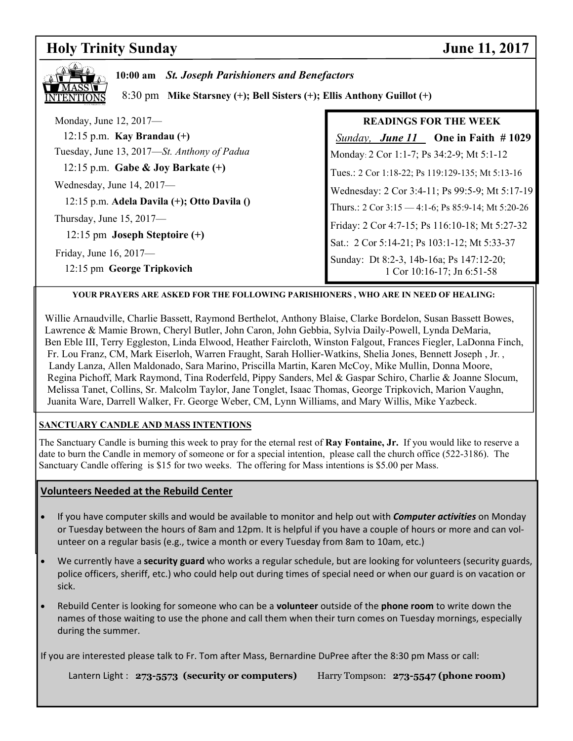# Holy Trinity Sunday June 11, 2017

**10:00 am** ***St. Joseph Parishioners and Benefactors***

8:30 pm **Mike Starsney (+); Bell Sisters (+); Ellis Anthony Guillot (+)**

Monday, June 12, 2017—
12:15 p.m. **Kay Brandau (+)**

Tuesday, June 13, 2017—*St. Anthony of Padua*
12:15 p.m. **Gabe & Joy Barkate (+)**

Wednesday, June 14, 2017—
12:15 p.m. **Adela Davila (+); Otto Davila ()**

Thursday, June 15, 2017—
12:15 pm **Joseph Steptoire (+)**

Friday, June 16, 2017—
12:15 pm **George Tripkovich**

**READINGS FOR THE WEEK**

*Sunday,* ***June 11*** **One in Faith # 1029**

Monday: 2 Cor 1:1-7; Ps 34:2-9; Mt 5:1-12

Tues.: 2 Cor 1:18-22; Ps 119:129-135; Mt 5:13-16

Wednesday: 2 Cor 3:4-11; Ps 99:5-9; Mt 5:17-19

Thurs.: 2 Cor 3:15 — 4:1-6; Ps 85:9-14; Mt 5:20-26

Friday: 2 Cor 4:7-15; Ps 116:10-18; Mt 5:27-32

Sat.: 2 Cor 5:14-21; Ps 103:1-12; Mt 5:33-37

Sunday: Dt 8:2-3, 14b-16a; Ps 147:12-20; 1 Cor 10:16-17; Jn 6:51-58

**YOUR PRAYERS ARE ASKED FOR THE FOLLOWING PARISHIONERS , WHO ARE IN NEED OF HEALING:**

Willie Arnaudville, Charlie Bassett, Raymond Berthelot, Anthony Blaise, Clarke Bordelon, Susan Bassett Bowes, Lawrence & Mamie Brown, Cheryl Butler, John Caron, John Gebbia, Sylvia Daily-Powell, Lynda DeMaria, Ben Eble III, Terry Eggleston, Linda Elwood, Heather Faircloth, Winston Falgout, Frances Fiegler, LaDonna Finch, Fr. Lou Franz, CM, Mark Eiserloh, Warren Fraught, Sarah Hollier-Watkins, Shelia Jones, Bennett Joseph , Jr. , Landy Lanza, Allen Maldonado, Sara Marino, Priscilla Martin, Karen McCoy, Mike Mullin, Donna Moore, Regina Pichoff, Mark Raymond, Tina Roderfeld, Pippy Sanders, Mel & Gaspar Schiro, Charlie & Joanne Slocum, Melissa Tanet, Collins, Sr. Malcolm Taylor, Jane Tonglet, Isaac Thomas, George Tripkovich, Marion Vaughn, Juanita Ware, Darrell Walker, Fr. George Weber, CM, Lynn Williams, and Mary Willis, Mike Yazbeck.

**SANCTUARY CANDLE AND MASS INTENTIONS**

The Sanctuary Candle is burning this week to pray for the eternal rest of **Ray Fontaine, Jr.** If you would like to reserve a date to burn the Candle in memory of someone or for a special intention, please call the church office (522-3186). The Sanctuary Candle offering is $15 for two weeks. The offering for Mass intentions is $5.00 per Mass.

## Volunteers Needed at the Rebuild Center

- If you have computer skills and would be available to monitor and help out with ***Computer activities*** on Monday or Tuesday between the hours of 8am and 12pm. It is helpful if you have a couple of hours or more and can volunteer on a regular basis (e.g., twice a month or every Tuesday from 8am to 10am, etc.)
- We currently have a **security guard** who works a regular schedule, but are looking for volunteers (security guards, police officers, sheriff, etc.) who could help out during times of special need or when our guard is on vacation or sick.
- Rebuild Center is looking for someone who can be a **volunteer** outside of the **phone room** to write down the names of those waiting to use the phone and call them when their turn comes on Tuesday mornings, especially during the summer.

If you are interested please talk to Fr. Tom after Mass, Bernardine DuPree after the 8:30 pm Mass or call:

Lantern Light : **273-5573 (security or computers)** Harry Tompson: **273-5547 (phone room)**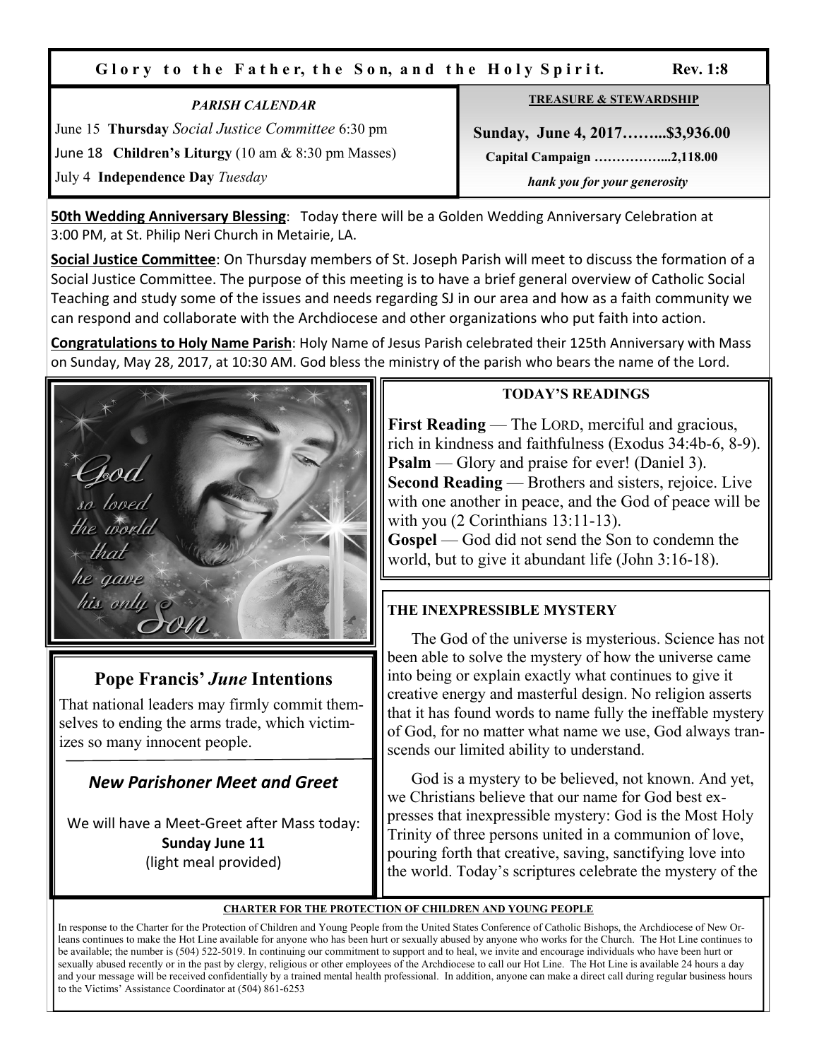**Glory to the Father, the Son, and the Holy Spirit. Rev. 1:8**

*PARISH CALENDAR*

June 15 **Thursday** *Social Justice Committee* 6:30 pm

June 18 **Children's Liturgy** (10 am & 8:30 pm Masses)

July 4 **Independence Day** *Tuesday*

**TREASURE & STEWARDSHIP**

**Sunday, June 4, 2017……..$3,936.00**

**Capital Campaign ……………...2,118.00**

***hank you for your generosity***

**50th Wedding Anniversary Blessing**: Today there will be a Golden Wedding Anniversary Celebration at 3:00 PM, at St. Philip Neri Church in Metairie, LA.

**Social Justice Committee**: On Thursday members of St. Joseph Parish will meet to discuss the formation of a Social Justice Committee. The purpose of this meeting is to have a brief general overview of Catholic Social Teaching and study some of the issues and needs regarding SJ in our area and how as a faith community we can respond and collaborate with the Archdiocese and other organizations who put faith into action.

**Congratulations to Holy Name Parish**: Holy Name of Jesus Parish celebrated their 125th Anniversary with Mass on Sunday, May 28, 2017, at 10:30 AM. God bless the ministry of the parish who bears the name of the Lord.

*God so loved the world that he gave his only Son*

## Pope Francis' *June* Intentions

That national leaders may firmly commit themselves to ending the arms trade, which victimizes so many innocent people.

### *New Parishoner Meet and Greet*

We will have a Meet-Greet after Mass today:
**Sunday June 11**
(light meal provided)

**TODAY'S READINGS**

**First Reading** — The LORD, merciful and gracious, rich in kindness and faithfulness (Exodus 34:4b-6, 8-9).
**Psalm** — Glory and praise for ever! (Daniel 3).
**Second Reading** — Brothers and sisters, rejoice. Live with one another in peace, and the God of peace will be with you (2 Corinthians 13:11-13).
**Gospel** — God did not send the Son to condemn the world, but to give it abundant life (John 3:16-18).

**THE INEXPRESSIBLE MYSTERY**

The God of the universe is mysterious. Science has not been able to solve the mystery of how the universe came into being or explain exactly what continues to give it creative energy and masterful design. No religion asserts that it has found words to name fully the ineffable mystery of God, for no matter what name we use, God always transcends our limited ability to understand.

God is a mystery to be believed, not known. And yet, we Christians believe that our name for God best expresses that inexpressible mystery: God is the Most Holy Trinity of three persons united in a communion of love, pouring forth that creative, saving, sanctifying love into the world. Today's scriptures celebrate the mystery of the

**CHARTER FOR THE PROTECTION OF CHILDREN AND YOUNG PEOPLE**

In response to the Charter for the Protection of Children and Young People from the United States Conference of Catholic Bishops, the Archdiocese of New Orleans continues to make the Hot Line available for anyone who has been hurt or sexually abused by anyone who works for the Church. The Hot Line continues to be available; the number is (504) 522-5019. In continuing our commitment to support and to heal, we invite and encourage individuals who have been hurt or sexually abused recently or in the past by clergy, religious or other employees of the Archdiocese to call our Hot Line. The Hot Line is available 24 hours a day and your message will be received confidentially by a trained mental health professional. In addition, anyone can make a direct call during regular business hours to the Victims' Assistance Coordinator at (504) 861-6253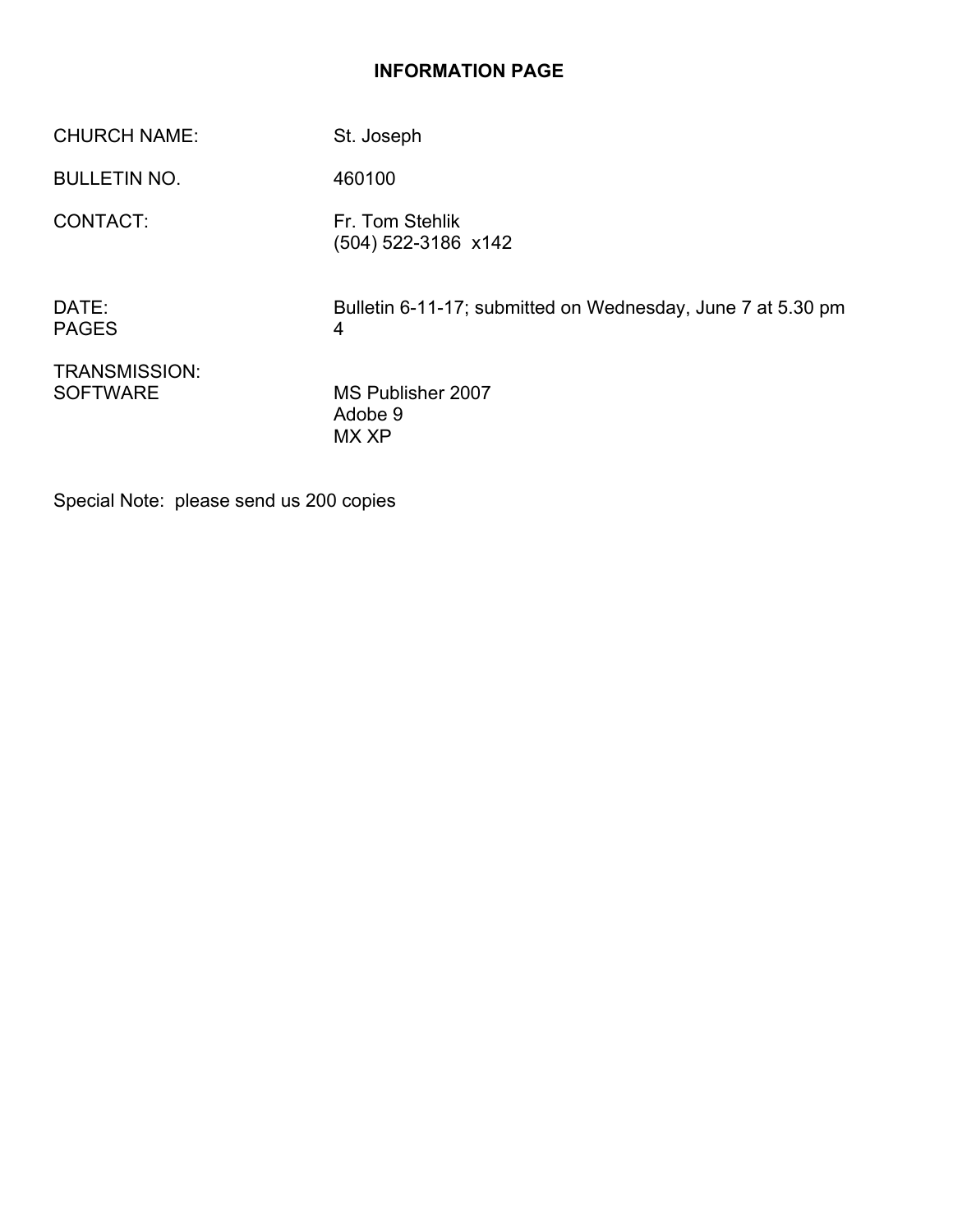# INFORMATION PAGE

| | |
|---|---|
| CHURCH NAME: | St. Joseph |
| BULLETIN NO. | 460100 |
| CONTACT: | Fr. Tom Stehlik<br>(504) 522-3186 x142 |
| DATE:<br>PAGES | Bulletin 6-11-17; submitted on Wednesday, June 7 at 5.30 pm<br>4 |
| TRANSMISSION:<br>SOFTWARE | MS Publisher 2007<br>Adobe 9<br>MX XP |

Special Note: please send us 200 copies